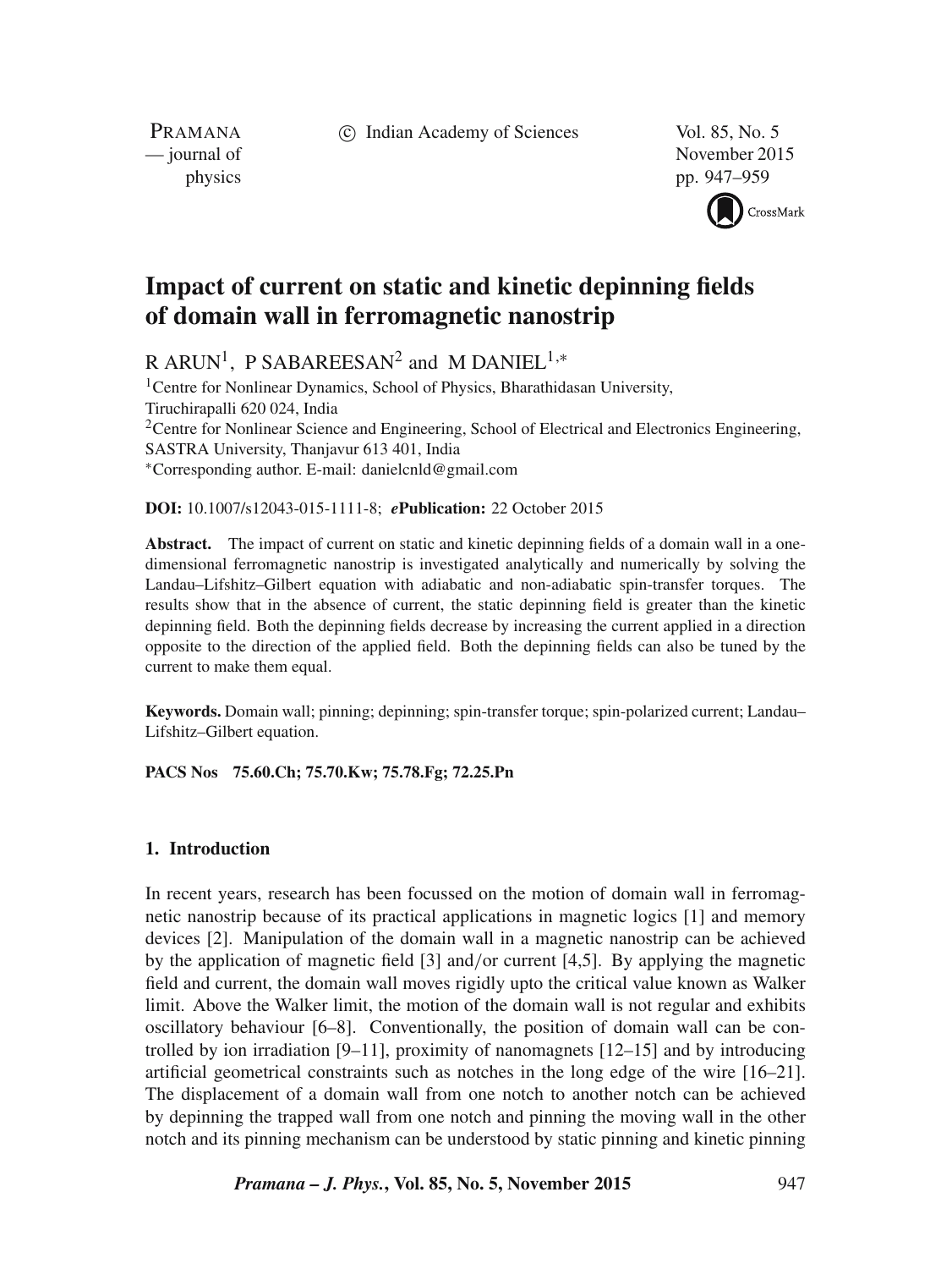# Impact of current on static and kinetic depinning fields of domain wall in ferromagnetic nanostrip

R ARUN[1], P SABAREESAN[2] and M DANIEL[1,*]

[1]Centre for Nonlinear Dynamics, School of Physics, Bharathidasan University, Tiruchirapalli 620 024, India

[2]Centre for Nonlinear Science and Engineering, School of Electrical and Electronics Engineering, SASTRA University, Thanjavur 613 401, India

*Corresponding author. E-mail: danielcnld@gmail.com

**DOI:** 10.1007/s12043-015-1111-8; ***e*Publication:** 22 October 2015

**Abstract.** The impact of current on static and kinetic depinning fields of a domain wall in a one-dimensional ferromagnetic nanostrip is investigated analytically and numerically by solving the Landau–Lifshitz–Gilbert equation with adiabatic and non-adiabatic spin-transfer torques. The results show that in the absence of current, the static depinning field is greater than the kinetic depinning field. Both the depinning fields decrease by increasing the current applied in a direction opposite to the direction of the applied field. Both the depinning fields can also be tuned by the current to make them equal.

**Keywords.** Domain wall; pinning; depinning; spin-transfer torque; spin-polarized current; Landau–Lifshitz–Gilbert equation.

**PACS Nos** 75.60.Ch; 75.70.Kw; 75.78.Fg; 72.25.Pn

## 1. Introduction

In recent years, research has been focussed on the motion of domain wall in ferromagnetic nanostrip because of its practical applications in magnetic logics [1] and memory devices [2]. Manipulation of the domain wall in a magnetic nanostrip can be achieved by the application of magnetic field [3] and/or current [4,5]. By applying the magnetic field and current, the domain wall moves rigidly upto the critical value known as Walker limit. Above the Walker limit, the motion of the domain wall is not regular and exhibits oscillatory behaviour [6–8]. Conventionally, the position of domain wall can be controlled by ion irradiation [9–11], proximity of nanomagnets [12–15] and by introducing artificial geometrical constraints such as notches in the long edge of the wire [16–21]. The displacement of a domain wall from one notch to another notch can be achieved by depinning the trapped wall from one notch and pinning the moving wall in the other notch and its pinning mechanism can be understood by static pinning and kinetic pinning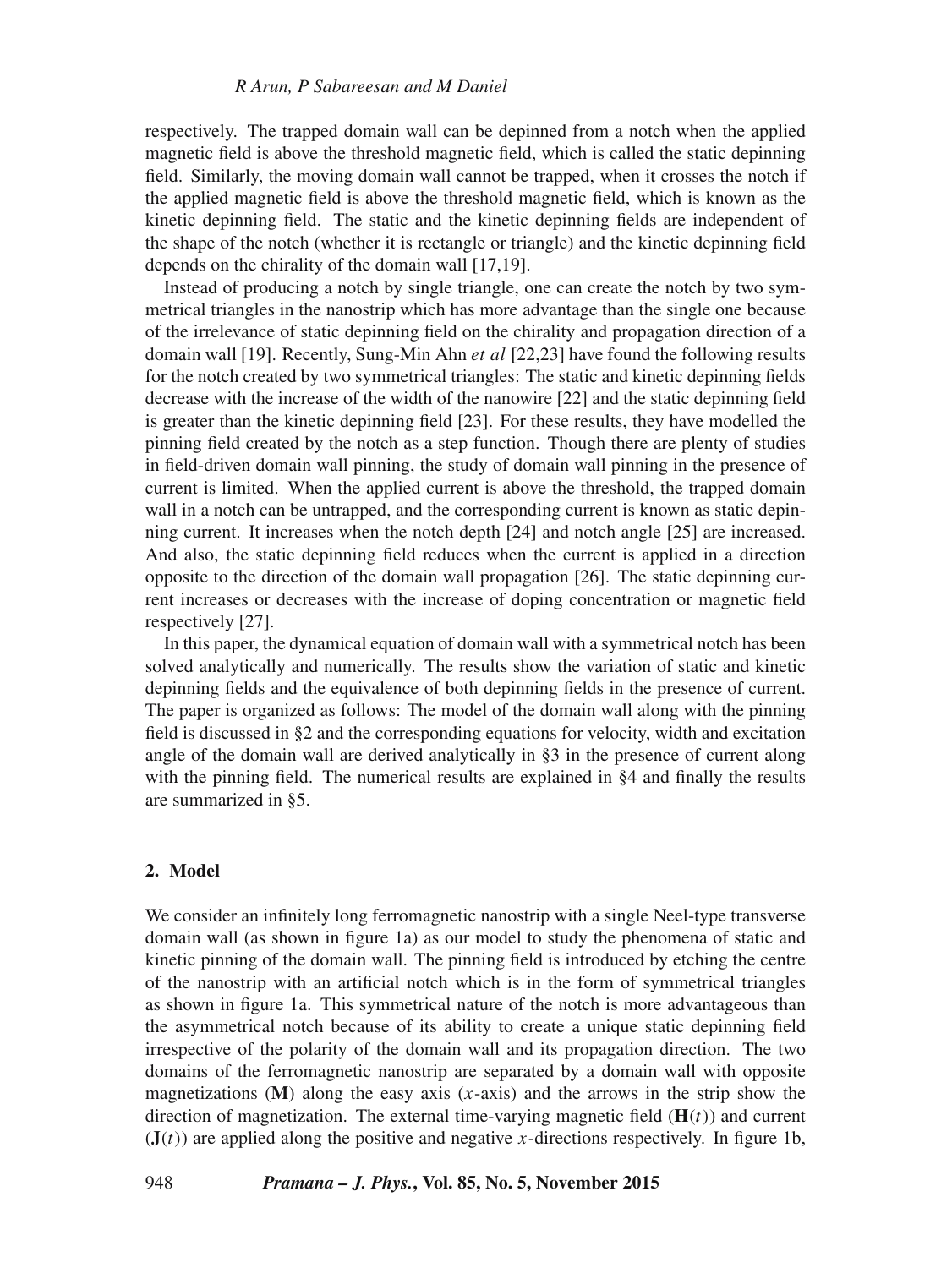respectively. The trapped domain wall can be depinned from a notch when the applied magnetic field is above the threshold magnetic field, which is called the static depinning field. Similarly, the moving domain wall cannot be trapped, when it crosses the notch if the applied magnetic field is above the threshold magnetic field, which is known as the kinetic depinning field. The static and the kinetic depinning fields are independent of the shape of the notch (whether it is rectangle or triangle) and the kinetic depinning field depends on the chirality of the domain wall [17,19].

Instead of producing a notch by single triangle, one can create the notch by two symmetrical triangles in the nanostrip which has more advantage than the single one because of the irrelevance of static depinning field on the chirality and propagation direction of a domain wall [19]. Recently, Sung-Min Ahn *et al* [22,23] have found the following results for the notch created by two symmetrical triangles: The static and kinetic depinning fields decrease with the increase of the width of the nanowire [22] and the static depinning field is greater than the kinetic depinning field [23]. For these results, they have modelled the pinning field created by the notch as a step function. Though there are plenty of studies in field-driven domain wall pinning, the study of domain wall pinning in the presence of current is limited. When the applied current is above the threshold, the trapped domain wall in a notch can be untrapped, and the corresponding current is known as static depinning current. It increases when the notch depth [24] and notch angle [25] are increased. And also, the static depinning field reduces when the current is applied in a direction opposite to the direction of the domain wall propagation [26]. The static depinning current increases or decreases with the increase of doping concentration or magnetic field respectively [27].

In this paper, the dynamical equation of domain wall with a symmetrical notch has been solved analytically and numerically. The results show the variation of static and kinetic depinning fields and the equivalence of both depinning fields in the presence of current. The paper is organized as follows: The model of the domain wall along with the pinning field is discussed in §2 and the corresponding equations for velocity, width and excitation angle of the domain wall are derived analytically in §3 in the presence of current along with the pinning field. The numerical results are explained in §4 and finally the results are summarized in §5.

## 2. Model

We consider an infinitely long ferromagnetic nanostrip with a single Neel-type transverse domain wall (as shown in figure 1a) as our model to study the phenomena of static and kinetic pinning of the domain wall. The pinning field is introduced by etching the centre of the nanostrip with an artificial notch which is in the form of symmetrical triangles as shown in figure 1a. This symmetrical nature of the notch is more advantageous than the asymmetrical notch because of its ability to create a unique static depinning field irrespective of the polarity of the domain wall and its propagation direction. The two domains of the ferromagnetic nanostrip are separated by a domain wall with opposite magnetizations ($\mathbf{M}$) along the easy axis ($x$-axis) and the arrows in the strip show the direction of magnetization. The external time-varying magnetic field ($\mathbf{H}(t)$) and current ($\mathbf{J}(t)$) are applied along the positive and negative $x$-directions respectively. In figure 1b,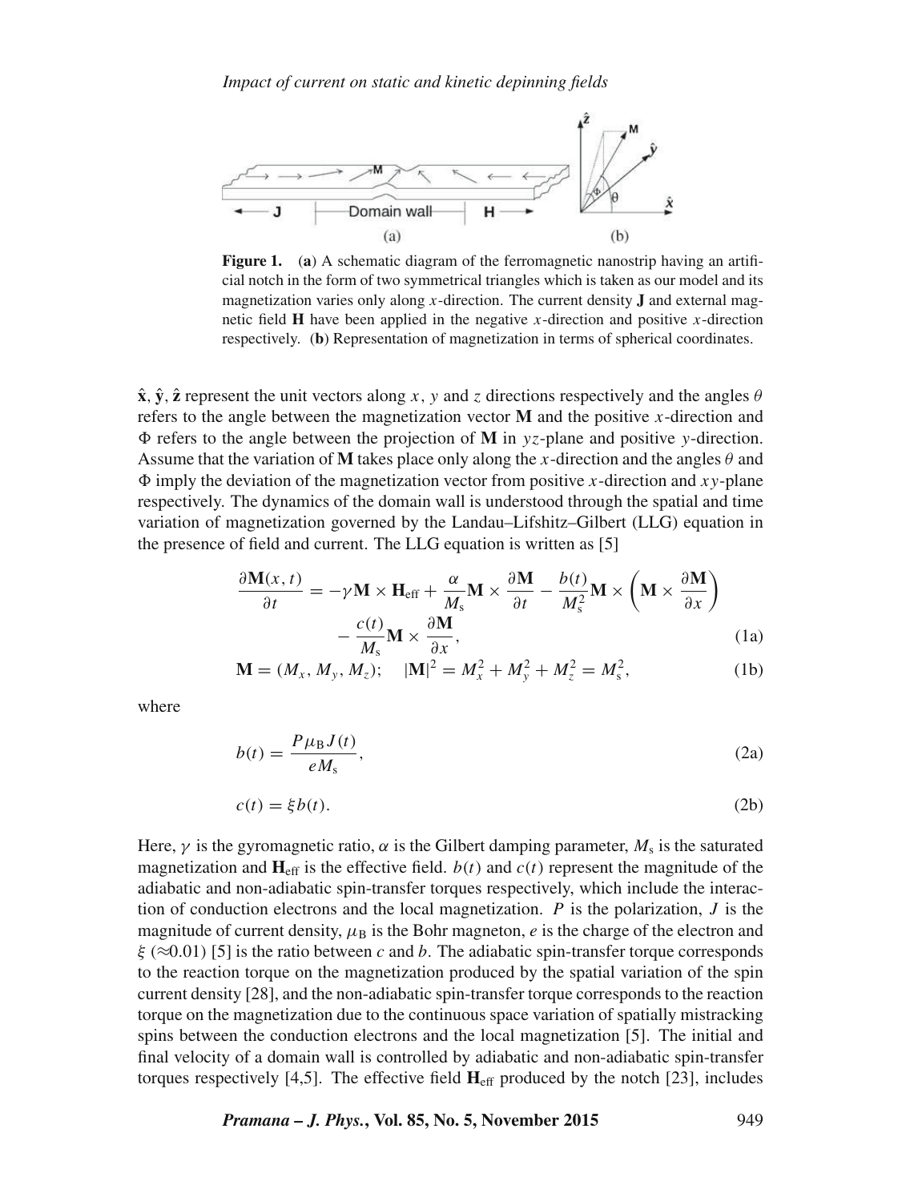**Figure 1.** (**a**) A schematic diagram of the ferromagnetic nanostrip having an artificial notch in the form of two symmetrical triangles which is taken as our model and its magnetization varies only along $x$-direction. The current density **J** and external magnetic field **H** have been applied in the negative $x$-direction and positive $x$-direction respectively. (**b**) Representation of magnetization in terms of spherical coordinates.

$\hat{\mathbf{x}}$, $\hat{\mathbf{y}}$, $\hat{\mathbf{z}}$ represent the unit vectors along $x$, $y$ and $z$ directions respectively and the angles $\theta$ refers to the angle between the magnetization vector **M** and the positive $x$-direction and $\Phi$ refers to the angle between the projection of **M** in $yz$-plane and positive $y$-direction. Assume that the variation of **M** takes place only along the $x$-direction and the angles $\theta$ and $\Phi$ imply the deviation of the magnetization vector from positive $x$-direction and $xy$-plane respectively. The dynamics of the domain wall is understood through the spatial and time variation of magnetization governed by the Landau–Lifshitz–Gilbert (LLG) equation in the presence of field and current. The LLG equation is written as [5]

$$\frac{\partial \mathbf{M}(x,t)}{\partial t} = -\gamma \mathbf{M} \times \mathbf{H}_{\text{eff}} + \frac{\alpha}{M_{\text{s}}} \mathbf{M} \times \frac{\partial \mathbf{M}}{\partial t} - \frac{b(t)}{M_{\text{s}}^2} \mathbf{M} \times \left( \mathbf{M} \times \frac{\partial \mathbf{M}}{\partial x} \right) - \frac{c(t)}{M_{\text{s}}} \mathbf{M} \times \frac{\partial \mathbf{M}}{\partial x}, \tag{1a}$$

$$\mathbf{M} = (M_x, M_y, M_z); \quad |\mathbf{M}|^2 = M_x^2 + M_y^2 + M_z^2 = M_{\text{s}}^2, \tag{1b}$$

where

$$b(t) = \frac{P \mu_{\text{B}} J(t)}{e M_{\text{s}}}, \tag{2a}$$

$$c(t) = \xi b(t). \tag{2b}$$

Here, $\gamma$ is the gyromagnetic ratio, $\alpha$ is the Gilbert damping parameter, $M_{\text{s}}$ is the saturated magnetization and $\mathbf{H}_{\text{eff}}$ is the effective field. $b(t)$ and $c(t)$ represent the magnitude of the adiabatic and non-adiabatic spin-transfer torques respectively, which include the interaction of conduction electrons and the local magnetization. $P$ is the polarization, $J$ is the magnitude of current density, $\mu_{\text{B}}$ is the Bohr magneton, $e$ is the charge of the electron and $\xi$ ($\approx$0.01) [5] is the ratio between $c$ and $b$. The adiabatic spin-transfer torque corresponds to the reaction torque on the magnetization produced by the spatial variation of the spin current density [28], and the non-adiabatic spin-transfer torque corresponds to the reaction torque on the magnetization due to the continuous space variation of spatially mistracking spins between the conduction electrons and the local magnetization [5]. The initial and final velocity of a domain wall is controlled by adiabatic and non-adiabatic spin-transfer torques respectively [4,5]. The effective field $\mathbf{H}_{\text{eff}}$ produced by the notch [23], includes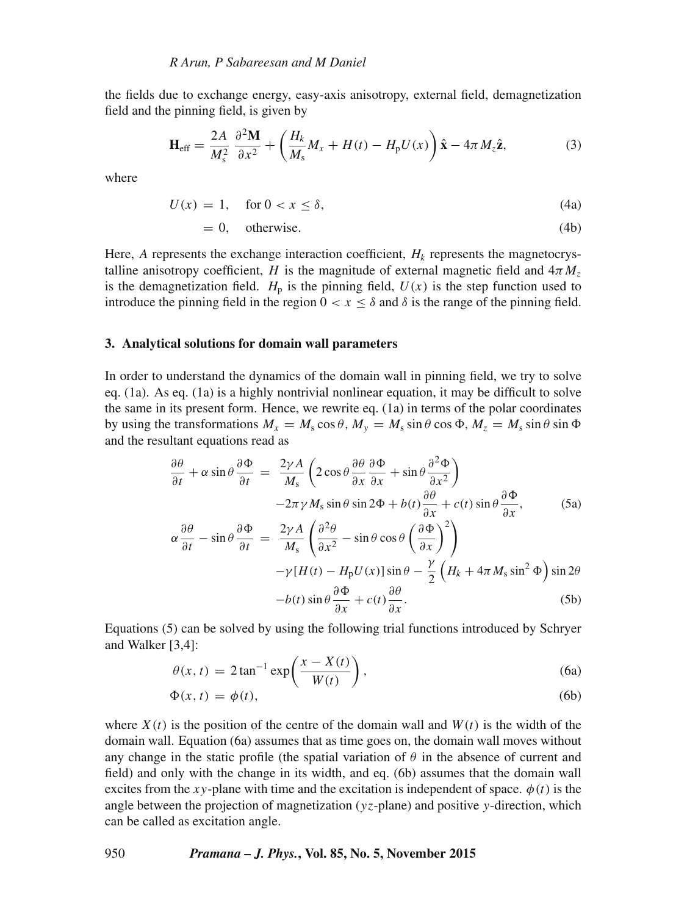the fields due to exchange energy, easy-axis anisotropy, external field, demagnetization field and the pinning field, is given by

$$\mathbf{H}_{\text{eff}} = \frac{2A}{M_{\text{s}}^2}\frac{\partial^2\mathbf{M}}{\partial x^2} + \left(\frac{H_k}{M_{\text{s}}}M_x + H(t) - H_{\text{p}}U(x)\right)\hat{\mathbf{x}} - 4\pi M_z\hat{\mathbf{z}}, \tag{3}$$

where

$$U(x) = 1, \quad \text{for } 0 < x \le \delta, \tag{4a}$$

$$\quad\;\; = 0, \quad \text{otherwise.} \tag{4b}$$

Here, $A$ represents the exchange interaction coefficient, $H_k$ represents the magnetocrystalline anisotropy coefficient, $H$ is the magnitude of external magnetic field and $4\pi M_z$ is the demagnetization field. $H_{\text{p}}$ is the pinning field, $U(x)$ is the step function used to introduce the pinning field in the region $0 < x \le \delta$ and $\delta$ is the range of the pinning field.

## 3. Analytical solutions for domain wall parameters

In order to understand the dynamics of the domain wall in pinning field, we try to solve eq. (1a). As eq. (1a) is a highly nontrivial nonlinear equation, it may be difficult to solve the same in its present form. Hence, we rewrite eq. (1a) in terms of the polar coordinates by using the transformations $M_x = M_{\text{s}}\cos\theta$, $M_y = M_{\text{s}}\sin\theta\cos\Phi$, $M_z = M_{\text{s}}\sin\theta\sin\Phi$ and the resultant equations read as

$$\begin{aligned}\frac{\partial\theta}{\partial t} + \alpha\sin\theta\frac{\partial\Phi}{\partial t} &= \frac{2\gamma A}{M_{\text{s}}}\left(2\cos\theta\frac{\partial\theta}{\partial x}\frac{\partial\Phi}{\partial x} + \sin\theta\frac{\partial^2\Phi}{\partial x^2}\right)\\ &\quad -2\pi\gamma M_{\text{s}}\sin\theta\sin 2\Phi + b(t)\frac{\partial\theta}{\partial x} + c(t)\sin\theta\frac{\partial\Phi}{\partial x},\end{aligned} \tag{5a}$$

$$\begin{aligned}\alpha\frac{\partial\theta}{\partial t} - \sin\theta\frac{\partial\Phi}{\partial t} &= \frac{2\gamma A}{M_{\text{s}}}\left(\frac{\partial^2\theta}{\partial x^2} - \sin\theta\cos\theta\left(\frac{\partial\Phi}{\partial x}\right)^2\right)\\ &\quad -\gamma[H(t) - H_{\text{p}}U(x)]\sin\theta - \frac{\gamma}{2}\left(H_k + 4\pi M_{\text{s}}\sin^2\Phi\right)\sin 2\theta\\ &\quad -b(t)\sin\theta\frac{\partial\Phi}{\partial x} + c(t)\frac{\partial\theta}{\partial x}.\end{aligned} \tag{5b}$$

Equations (5) can be solved by using the following trial functions introduced by Schryer and Walker [3,4]:

$$\theta(x,t) = 2\tan^{-1}\exp\left(\frac{x - X(t)}{W(t)}\right), \tag{6a}$$

$$\Phi(x,t) = \phi(t), \tag{6b}$$

where $X(t)$ is the position of the centre of the domain wall and $W(t)$ is the width of the domain wall. Equation (6a) assumes that as time goes on, the domain wall moves without any change in the static profile (the spatial variation of $\theta$ in the absence of current and field) and only with the change in its width, and eq. (6b) assumes that the domain wall excites from the $xy$-plane with time and the excitation is independent of space. $\phi(t)$ is the angle between the projection of magnetization ($yz$-plane) and positive $y$-direction, which can be called as excitation angle.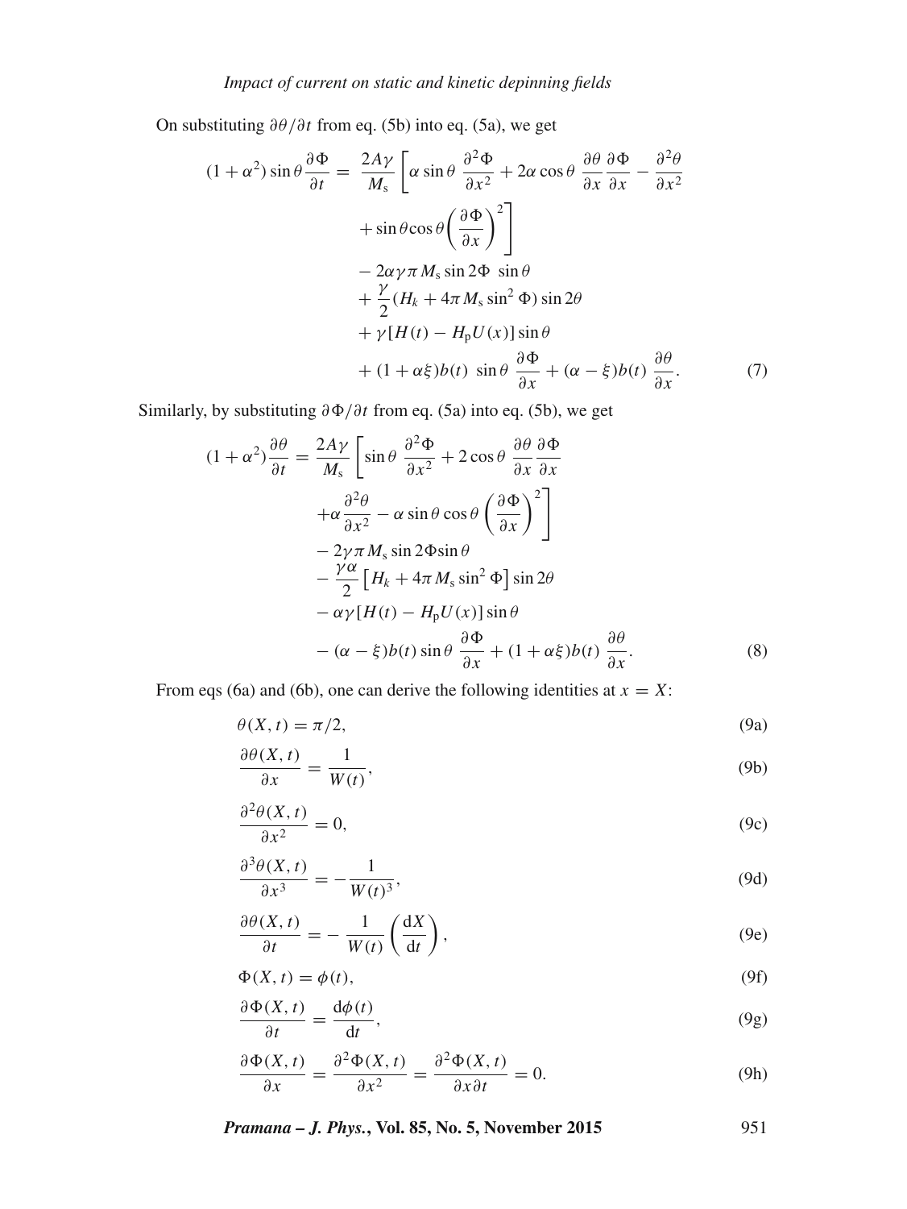On substituting $\partial\theta/\partial t$ from eq. (5b) into eq. (5a), we get

$$
\begin{aligned}
(1+\alpha^2)\sin\theta\frac{\partial\Phi}{\partial t} = {} & \frac{2A\gamma}{M_\mathrm{s}}\left[\alpha\sin\theta\ \frac{\partial^2\Phi}{\partial x^2} + 2\alpha\cos\theta\ \frac{\partial\theta}{\partial x}\frac{\partial\Phi}{\partial x} - \frac{\partial^2\theta}{\partial x^2}\right. \\
& \left. + \sin\theta\cos\theta\left(\frac{\partial\Phi}{\partial x}\right)^2\right] \\
& - 2\alpha\gamma\pi M_\mathrm{s}\sin 2\Phi\ \sin\theta \\
& + \frac{\gamma}{2}(H_k + 4\pi M_\mathrm{s}\sin^2\Phi)\sin 2\theta \\
& + \gamma[H(t) - H_\mathrm{p}U(x)]\sin\theta \\
& + (1+\alpha\xi)b(t)\ \sin\theta\ \frac{\partial\Phi}{\partial x} + (\alpha-\xi)b(t)\ \frac{\partial\theta}{\partial x}.
\end{aligned}
\tag{7}
$$

Similarly, by substituting $\partial\Phi/\partial t$ from eq. (5a) into eq. (5b), we get

$$
\begin{aligned}
(1+\alpha^2)\frac{\partial\theta}{\partial t} = {} & \frac{2A\gamma}{M_\mathrm{s}}\left[\sin\theta\ \frac{\partial^2\Phi}{\partial x^2} + 2\cos\theta\ \frac{\partial\theta}{\partial x}\frac{\partial\Phi}{\partial x}\right. \\
& \left. + \alpha\frac{\partial^2\theta}{\partial x^2} - \alpha\sin\theta\cos\theta\left(\frac{\partial\Phi}{\partial x}\right)^2\right] \\
& - 2\gamma\pi M_\mathrm{s}\sin 2\Phi\sin\theta \\
& - \frac{\gamma\alpha}{2}\left[H_k + 4\pi M_\mathrm{s}\sin^2\Phi\right]\sin 2\theta \\
& - \alpha\gamma[H(t) - H_\mathrm{p}U(x)]\sin\theta \\
& - (\alpha-\xi)b(t)\sin\theta\ \frac{\partial\Phi}{\partial x} + (1+\alpha\xi)b(t)\ \frac{\partial\theta}{\partial x}.
\end{aligned}
\tag{8}
$$

From eqs (6a) and (6b), one can derive the following identities at $x = X$:

$$\theta(X,t) = \pi/2, \tag{9a}$$

$$\frac{\partial\theta(X,t)}{\partial x} = \frac{1}{W(t)}, \tag{9b}$$

$$\frac{\partial^2\theta(X,t)}{\partial x^2} = 0, \tag{9c}$$

$$\frac{\partial^3\theta(X,t)}{\partial x^3} = -\frac{1}{W(t)^3}, \tag{9d}$$

$$\frac{\partial\theta(X,t)}{\partial t} = -\frac{1}{W(t)}\left(\frac{\mathrm{d}X}{\mathrm{d}t}\right), \tag{9e}$$

$$\Phi(X,t) = \phi(t), \tag{9f}$$

$$\frac{\partial\Phi(X,t)}{\partial t} = \frac{\mathrm{d}\phi(t)}{\mathrm{d}t}, \tag{9g}$$

$$\frac{\partial\Phi(X,t)}{\partial x} = \frac{\partial^2\Phi(X,t)}{\partial x^2} = \frac{\partial^2\Phi(X,t)}{\partial x\partial t} = 0. \tag{9h}$$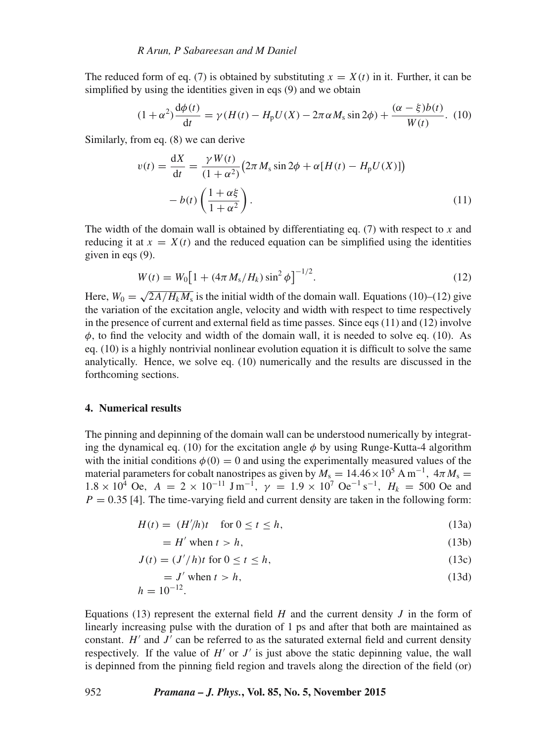The reduced form of eq. (7) is obtained by substituting $x = X(t)$ in it. Further, it can be simplified by using the identities given in eqs (9) and we obtain

$$(1+\alpha^2)\frac{\mathrm{d}\phi(t)}{\mathrm{d}t} = \gamma(H(t) - H_{\mathrm{p}}U(X) - 2\pi\alpha M_{\mathrm{s}}\sin 2\phi) + \frac{(\alpha-\xi)b(t)}{W(t)}. \quad (10)$$

Similarly, from eq. (8) we can derive

$$v(t) = \frac{\mathrm{d}X}{\mathrm{d}t} = \frac{\gamma W(t)}{(1+\alpha^2)}\big(2\pi M_{\mathrm{s}}\sin 2\phi + \alpha[H(t) - H_{\mathrm{p}}U(X)]\big) - b(t)\left(\frac{1+\alpha\xi}{1+\alpha^2}\right). \quad (11)$$

The width of the domain wall is obtained by differentiating eq. (7) with respect to $x$ and reducing it at $x = X(t)$ and the reduced equation can be simplified using the identities given in eqs (9).

$$W(t) = W_0\big[1 + (4\pi M_{\mathrm{s}}/H_k)\sin^2\phi\big]^{-1/2}. \quad (12)$$

Here, $W_0 = \sqrt{2A/H_k M_{\mathrm{s}}}$ is the initial width of the domain wall. Equations (10)–(12) give the variation of the excitation angle, velocity and width with respect to time respectively in the presence of current and external field as time passes. Since eqs (11) and (12) involve $\phi$, to find the velocity and width of the domain wall, it is needed to solve eq. (10). As eq. (10) is a highly nontrivial nonlinear evolution equation it is difficult to solve the same analytically. Hence, we solve eq. (10) numerically and the results are discussed in the forthcoming sections.

## 4. Numerical results

The pinning and depinning of the domain wall can be understood numerically by integrating the dynamical eq. (10) for the excitation angle $\phi$ by using Runge-Kutta-4 algorithm with the initial conditions $\phi(0) = 0$ and using the experimentally measured values of the material parameters for cobalt nanostripes as given by $M_{\mathrm{s}} = 14.46\times10^5$ A m$^{-1}$, $4\pi M_{\mathrm{s}} = 1.8\times10^4$ Oe, $A = 2\times10^{-11}$ J m$^{-1}$, $\gamma = 1.9\times10^7$ Oe$^{-1}$ s$^{-1}$, $H_k = 500$ Oe and $P = 0.35$ [4]. The time-varying field and current density are taken in the following form:

$$H(t) = (H'/h)t \quad \text{for } 0 \le t \le h, \quad (13a)$$

$$= H' \text{ when } t > h, \quad (13b)$$

$$J(t) = (J'/h)t \text{ for } 0 \le t \le h, \quad (13c)$$

$$= J' \text{ when } t > h, \quad (13d)$$

$$h = 10^{-12}.$$

Equations (13) represent the external field $H$ and the current density $J$ in the form of linearly increasing pulse with the duration of 1 ps and after that both are maintained as constant. $H'$ and $J'$ can be referred to as the saturated external field and current density respectively. If the value of $H'$ or $J'$ is just above the static depinning value, the wall is depinned from the pinning field region and travels along the direction of the field (or)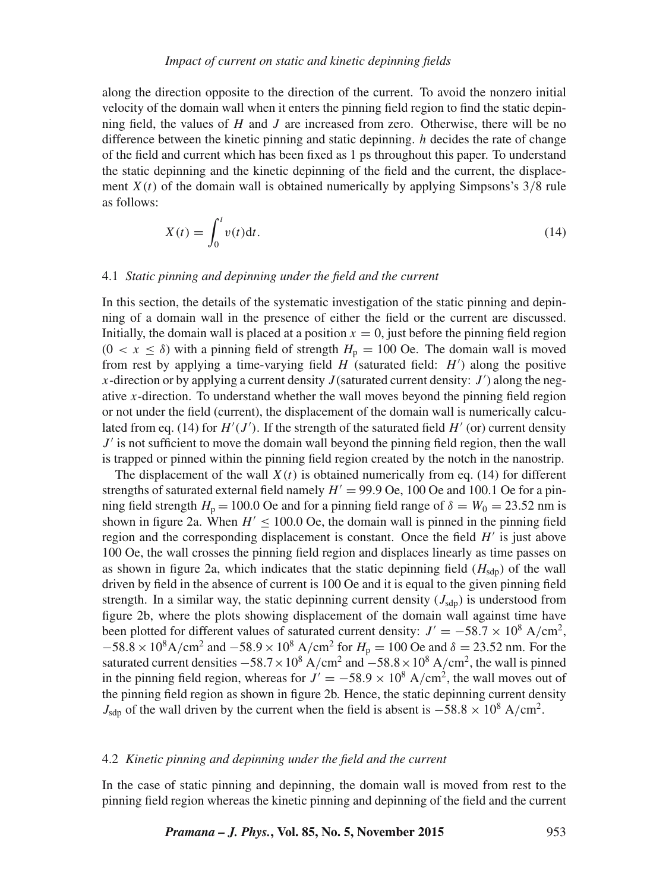along the direction opposite to the direction of the current. To avoid the nonzero initial velocity of the domain wall when it enters the pinning field region to find the static depinning field, the values of $H$ and $J$ are increased from zero. Otherwise, there will be no difference between the kinetic pinning and static depinning. $h$ decides the rate of change of the field and current which has been fixed as 1 ps throughout this paper. To understand the static depinning and the kinetic depinning of the field and the current, the displacement $X(t)$ of the domain wall is obtained numerically by applying Simpsons's 3/8 rule as follows:

$$X(t) = \int_0^t v(t)\mathrm{d}t. \tag{14}$$

### 4.1 *Static pinning and depinning under the field and the current*

In this section, the details of the systematic investigation of the static pinning and depinning of a domain wall in the presence of either the field or the current are discussed. Initially, the domain wall is placed at a position $x = 0$, just before the pinning field region ($0 < x \leq \delta$) with a pinning field of strength $H_\mathrm{p} = 100$ Oe. The domain wall is moved from rest by applying a time-varying field $H$ (saturated field: $H'$) along the positive $x$-direction or by applying a current density $J$ (saturated current density: $J'$) along the negative $x$-direction. To understand whether the wall moves beyond the pinning field region or not under the field (current), the displacement of the domain wall is numerically calculated from eq. (14) for $H'(J')$. If the strength of the saturated field $H'$ (or) current density $J'$ is not sufficient to move the domain wall beyond the pinning field region, then the wall is trapped or pinned within the pinning field region created by the notch in the nanostrip.

The displacement of the wall $X(t)$ is obtained numerically from eq. (14) for different strengths of saturated external field namely $H' = 99.9$ Oe, 100 Oe and 100.1 Oe for a pinning field strength $H_\mathrm{p} = 100.0$ Oe and for a pinning field range of $\delta = W_0 = 23.52$ nm is shown in figure 2a. When $H' \leq 100.0$ Oe, the domain wall is pinned in the pinning field region and the corresponding displacement is constant. Once the field $H'$ is just above 100 Oe, the wall crosses the pinning field region and displaces linearly as time passes on as shown in figure 2a, which indicates that the static depinning field ($H_\mathrm{sdp}$) of the wall driven by field in the absence of current is 100 Oe and it is equal to the given pinning field strength. In a similar way, the static depinning current density ($J_\mathrm{sdp}$) is understood from figure 2b, where the plots showing displacement of the domain wall against time have been plotted for different values of saturated current density: $J' = -58.7 \times 10^8$ A/cm$^2$, $-58.8 \times 10^8$A/cm$^2$ and $-58.9 \times 10^8$ A/cm$^2$ for $H_\mathrm{p} = 100$ Oe and $\delta = 23.52$ nm. For the saturated current densities $-58.7 \times 10^8$ A/cm$^2$ and $-58.8 \times 10^8$ A/cm$^2$, the wall is pinned in the pinning field region, whereas for $J' = -58.9 \times 10^8$ A/cm$^2$, the wall moves out of the pinning field region as shown in figure 2b. Hence, the static depinning current density $J_\mathrm{sdp}$ of the wall driven by the current when the field is absent is $-58.8 \times 10^8$ A/cm$^2$.

### 4.2 *Kinetic pinning and depinning under the field and the current*

In the case of static pinning and depinning, the domain wall is moved from rest to the pinning field region whereas the kinetic pinning and depinning of the field and the current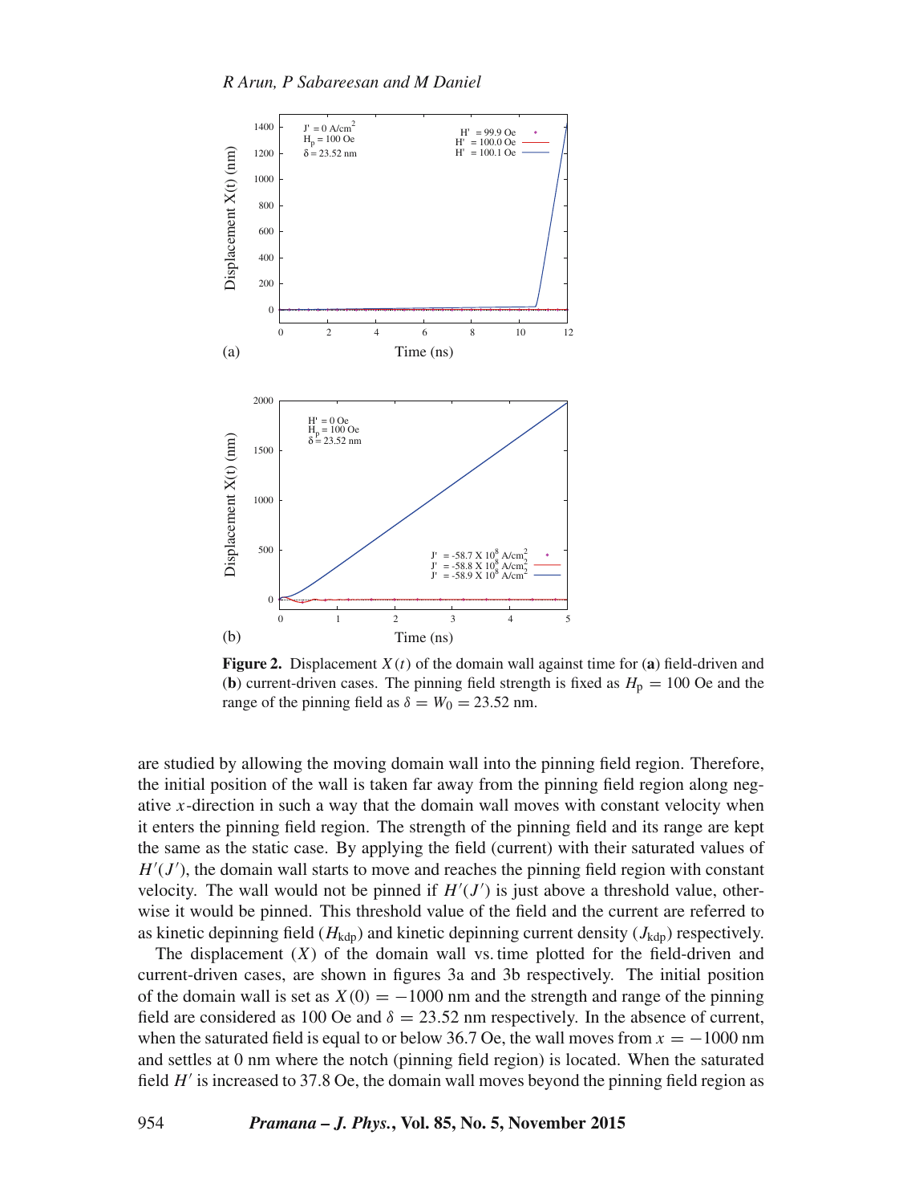**Figure 2.** Displacement $X(t)$ of the domain wall against time for (**a**) field-driven and (**b**) current-driven cases. The pinning field strength is fixed as $H_p = 100$ Oe and the range of the pinning field as $\delta = W_0 = 23.52$ nm.

are studied by allowing the moving domain wall into the pinning field region. Therefore, the initial position of the wall is taken far away from the pinning field region along negative $x$-direction in such a way that the domain wall moves with constant velocity when it enters the pinning field region. The strength of the pinning field and its range are kept the same as the static case. By applying the field (current) with their saturated values of $H'(J')$, the domain wall starts to move and reaches the pinning field region with constant velocity. The wall would not be pinned if $H'(J')$ is just above a threshold value, otherwise it would be pinned. This threshold value of the field and the current are referred to as kinetic depinning field ($H_{\text{kdp}}$) and kinetic depinning current density ($J_{\text{kdp}}$) respectively.

The displacement ($X$) of the domain wall vs. time plotted for the field-driven and current-driven cases, are shown in figures 3a and 3b respectively. The initial position of the domain wall is set as $X(0) = -1000$ nm and the strength and range of the pinning field are considered as 100 Oe and $\delta = 23.52$ nm respectively. In the absence of current, when the saturated field is equal to or below 36.7 Oe, the wall moves from $x = -1000$ nm and settles at 0 nm where the notch (pinning field region) is located. When the saturated field $H'$ is increased to 37.8 Oe, the domain wall moves beyond the pinning field region as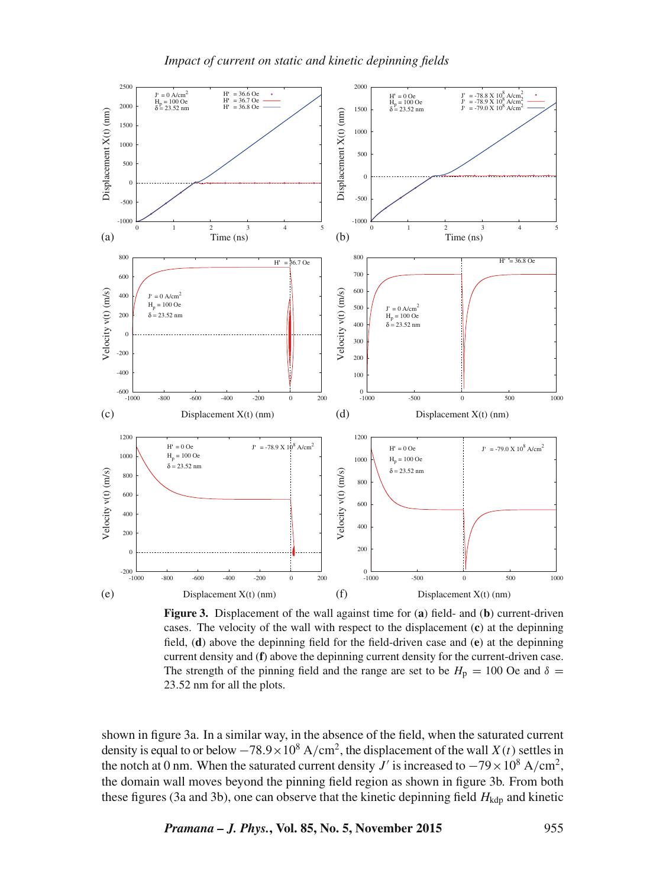**Figure 3.** Displacement of the wall against time for (**a**) field- and (**b**) current-driven cases. The velocity of the wall with respect to the displacement (**c**) at the depinning field, (**d**) above the depinning field for the field-driven case and (**e**) at the depinning current density and (**f**) above the depinning current density for the current-driven case. The strength of the pinning field and the range are set to be $H_\mathrm{p} = 100$ Oe and $\delta = 23.52$ nm for all the plots.

shown in figure 3a. In a similar way, in the absence of the field, when the saturated current density is equal to or below $-78.9 \times 10^8$ A/cm$^2$, the displacement of the wall $X(t)$ settles in the notch at 0 nm. When the saturated current density $J'$ is increased to $-79 \times 10^8$ A/cm$^2$, the domain wall moves beyond the pinning field region as shown in figure 3b. From both these figures (3a and 3b), one can observe that the kinetic depinning field $H_\mathrm{kdp}$ and kinetic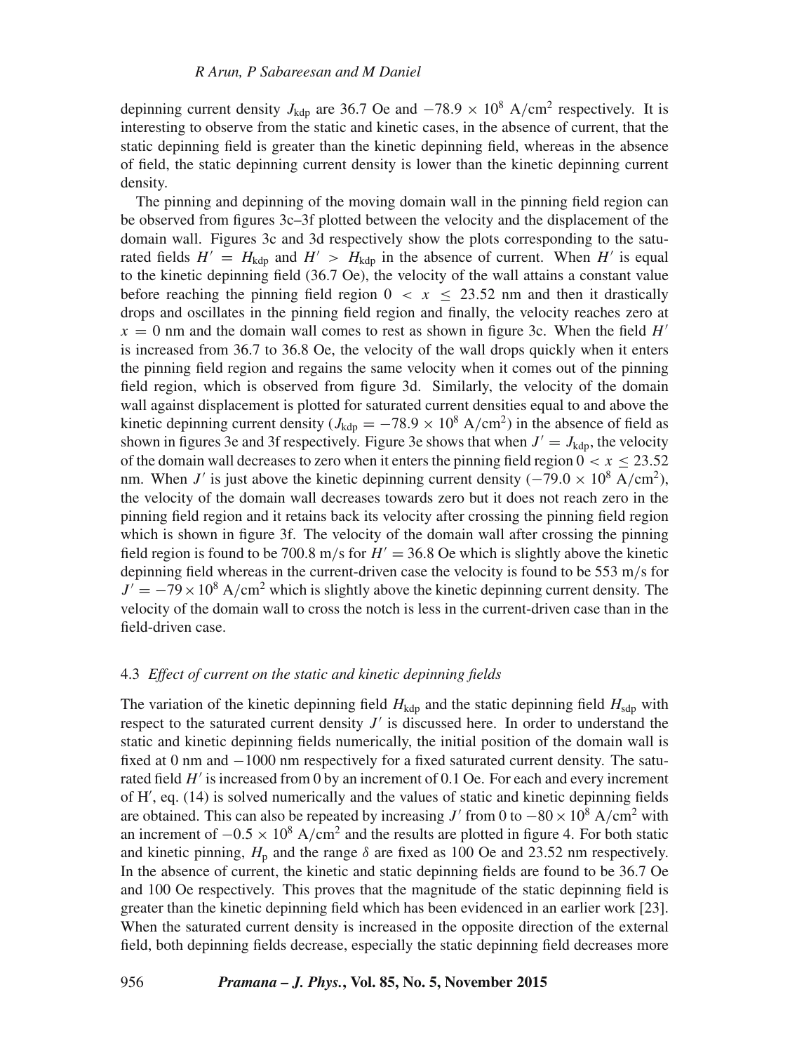depinning current density $J_{\mathrm{kdp}}$ are 36.7 Oe and $-78.9 \times 10^8$ A/cm$^2$ respectively. It is interesting to observe from the static and kinetic cases, in the absence of current, that the static depinning field is greater than the kinetic depinning field, whereas in the absence of field, the static depinning current density is lower than the kinetic depinning current density.

The pinning and depinning of the moving domain wall in the pinning field region can be observed from figures 3c–3f plotted between the velocity and the displacement of the domain wall. Figures 3c and 3d respectively show the plots corresponding to the saturated fields $H' = H_{\mathrm{kdp}}$ and $H' > H_{\mathrm{kdp}}$ in the absence of current. When $H'$ is equal to the kinetic depinning field (36.7 Oe), the velocity of the wall attains a constant value before reaching the pinning field region $0 < x \leq 23.52$ nm and then it drastically drops and oscillates in the pinning field region and finally, the velocity reaches zero at $x = 0$ nm and the domain wall comes to rest as shown in figure 3c. When the field $H'$ is increased from 36.7 to 36.8 Oe, the velocity of the wall drops quickly when it enters the pinning field region and regains the same velocity when it comes out of the pinning field region, which is observed from figure 3d. Similarly, the velocity of the domain wall against displacement is plotted for saturated current densities equal to and above the kinetic depinning current density ($J_{\mathrm{kdp}} = -78.9 \times 10^8$ A/cm$^2$) in the absence of field as shown in figures 3e and 3f respectively. Figure 3e shows that when $J' = J_{\mathrm{kdp}}$, the velocity of the domain wall decreases to zero when it enters the pinning field region $0 < x \leq 23.52$ nm. When $J'$ is just above the kinetic depinning current density ($-79.0 \times 10^8$ A/cm$^2$), the velocity of the domain wall decreases towards zero but it does not reach zero in the pinning field region and it retains back its velocity after crossing the pinning field region which is shown in figure 3f. The velocity of the domain wall after crossing the pinning field region is found to be 700.8 m/s for $H' = 36.8$ Oe which is slightly above the kinetic depinning field whereas in the current-driven case the velocity is found to be 553 m/s for $J' = -79 \times 10^8$ A/cm$^2$ which is slightly above the kinetic depinning current density. The velocity of the domain wall to cross the notch is less in the current-driven case than in the field-driven case.

### 4.3 *Effect of current on the static and kinetic depinning fields*

The variation of the kinetic depinning field $H_{\mathrm{kdp}}$ and the static depinning field $H_{\mathrm{sdp}}$ with respect to the saturated current density $J'$ is discussed here. In order to understand the static and kinetic depinning fields numerically, the initial position of the domain wall is fixed at 0 nm and $-1000$ nm respectively for a fixed saturated current density. The saturated field $H'$ is increased from 0 by an increment of 0.1 Oe. For each and every increment of H′, eq. (14) is solved numerically and the values of static and kinetic depinning fields are obtained. This can also be repeated by increasing $J'$ from 0 to $-80 \times 10^8$ A/cm$^2$ with an increment of $-0.5 \times 10^8$ A/cm$^2$ and the results are plotted in figure 4. For both static and kinetic pinning, $H_{\mathrm{p}}$ and the range $\delta$ are fixed as 100 Oe and 23.52 nm respectively. In the absence of current, the kinetic and static depinning fields are found to be 36.7 Oe and 100 Oe respectively. This proves that the magnitude of the static depinning field is greater than the kinetic depinning field which has been evidenced in an earlier work [23]. When the saturated current density is increased in the opposite direction of the external field, both depinning fields decrease, especially the static depinning field decreases more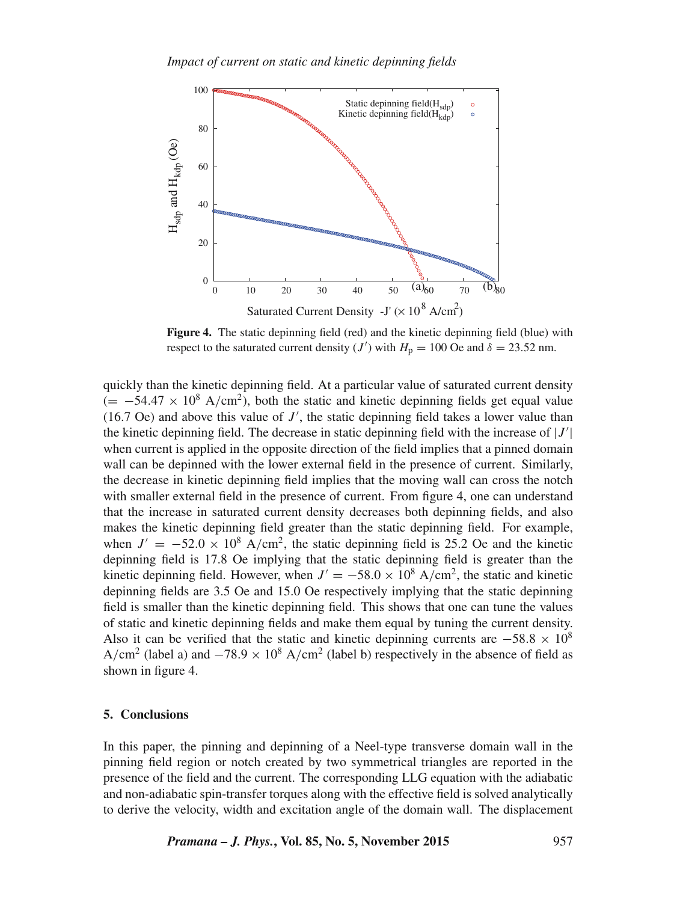**Figure 4.** The static depinning field (red) and the kinetic depinning field (blue) with respect to the saturated current density ($J'$) with $H_p = 100$ Oe and $\delta = 23.52$ nm.

quickly than the kinetic depinning field. At a particular value of saturated current density ($= -54.47 \times 10^8$ A/cm$^2$), both the static and kinetic depinning fields get equal value (16.7 Oe) and above this value of $J'$, the static depinning field takes a lower value than the kinetic depinning field. The decrease in static depinning field with the increase of $|J'|$ when current is applied in the opposite direction of the field implies that a pinned domain wall can be depinned with the lower external field in the presence of current. Similarly, the decrease in kinetic depinning field implies that the moving wall can cross the notch with smaller external field in the presence of current. From figure 4, one can understand that the increase in saturated current density decreases both depinning fields, and also makes the kinetic depinning field greater than the static depinning field. For example, when $J' = -52.0 \times 10^8$ A/cm$^2$, the static depinning field is 25.2 Oe and the kinetic depinning field is 17.8 Oe implying that the static depinning field is greater than the kinetic depinning field. However, when $J' = -58.0 \times 10^8$ A/cm$^2$, the static and kinetic depinning fields are 3.5 Oe and 15.0 Oe respectively implying that the static depinning field is smaller than the kinetic depinning field. This shows that one can tune the values of static and kinetic depinning fields and make them equal by tuning the current density. Also it can be verified that the static and kinetic depinning currents are $-58.8 \times 10^8$ A/cm$^2$ (label a) and $-78.9 \times 10^8$ A/cm$^2$ (label b) respectively in the absence of field as shown in figure 4.

## 5. Conclusions

In this paper, the pinning and depinning of a Neel-type transverse domain wall in the pinning field region or notch created by two symmetrical triangles are reported in the presence of the field and the current. The corresponding LLG equation with the adiabatic and non-adiabatic spin-transfer torques along with the effective field is solved analytically to derive the velocity, width and excitation angle of the domain wall. The displacement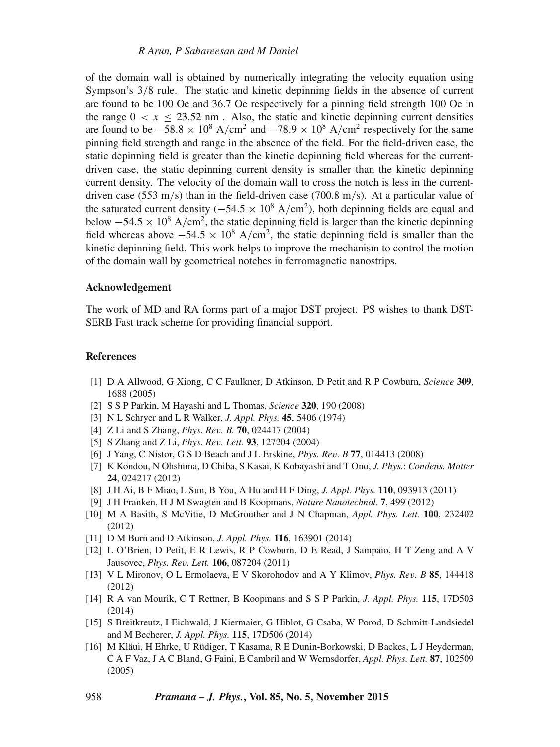of the domain wall is obtained by numerically integrating the velocity equation using Sympson's 3/8 rule. The static and kinetic depinning fields in the absence of current are found to be 100 Oe and 36.7 Oe respectively for a pinning field strength 100 Oe in the range $0 < x \leq 23.52$ nm . Also, the static and kinetic depinning current densities are found to be $-58.8 \times 10^8$ A/cm$^2$ and $-78.9 \times 10^8$ A/cm$^2$ respectively for the same pinning field strength and range in the absence of the field. For the field-driven case, the static depinning field is greater than the kinetic depinning field whereas for the current-driven case, the static depinning current density is smaller than the kinetic depinning current density. The velocity of the domain wall to cross the notch is less in the current-driven case (553 m/s) than in the field-driven case (700.8 m/s). At a particular value of the saturated current density ($-54.5 \times 10^8$ A/cm$^2$), both depinning fields are equal and below $-54.5 \times 10^8$ A/cm$^2$, the static depinning field is larger than the kinetic depinning field whereas above $-54.5 \times 10^8$ A/cm$^2$, the static depinning field is smaller than the kinetic depinning field. This work helps to improve the mechanism to control the motion of the domain wall by geometrical notches in ferromagnetic nanostrips.

## Acknowledgement

The work of MD and RA forms part of a major DST project. PS wishes to thank DST-SERB Fast track scheme for providing financial support.

## References

[1] D A Allwood, G Xiong, C C Faulkner, D Atkinson, D Petit and R P Cowburn, *Science* **309**, 1688 (2005)

[2] S S P Parkin, M Hayashi and L Thomas, *Science* **320**, 190 (2008)

[3] N L Schryer and L R Walker, *J. Appl. Phys.* **45**, 5406 (1974)

[4] Z Li and S Zhang, *Phys. Rev. B.* **70**, 024417 (2004)

[5] S Zhang and Z Li, *Phys. Rev. Lett.* **93**, 127204 (2004)

[6] J Yang, C Nistor, G S D Beach and J L Erskine, *Phys. Rev. B* **77**, 014413 (2008)

[7] K Kondou, N Ohshima, D Chiba, S Kasai, K Kobayashi and T Ono, *J. Phys.: Condens. Matter* **24**, 024217 (2012)

[8] J H Ai, B F Miao, L Sun, B You, A Hu and H F Ding, *J. Appl. Phys.* **110**, 093913 (2011)

[9] J H Franken, H J M Swagten and B Koopmans, *Nature Nanotechnol.* **7**, 499 (2012)

[10] M A Basith, S McVitie, D McGrouther and J N Chapman, *Appl. Phys. Lett.* **100**, 232402 (2012)

[11] D M Burn and D Atkinson, *J. Appl. Phys.* **116**, 163901 (2014)

[12] L O'Brien, D Petit, E R Lewis, R P Cowburn, D E Read, J Sampaio, H T Zeng and A V Jausovec, *Phys. Rev. Lett.* **106**, 087204 (2011)

[13] V L Mironov, O L Ermolaeva, E V Skorohodov and A Y Klimov, *Phys. Rev. B* **85**, 144418 (2012)

[14] R A van Mourik, C T Rettner, B Koopmans and S S P Parkin, *J. Appl. Phys.* **115**, 17D503 (2014)

[15] S Breitkreutz, I Eichwald, J Kiermaier, G Hiblot, G Csaba, W Porod, D Schmitt-Landsiedel and M Becherer, *J. Appl. Phys.* **115**, 17D506 (2014)

[16] M Kläui, H Ehrke, U Rüdiger, T Kasama, R E Dunin-Borkowski, D Backes, L J Heyderman, C A F Vaz, J A C Bland, G Faini, E Cambril and W Wernsdorfer, *Appl. Phys. Lett.* **87**, 102509 (2005)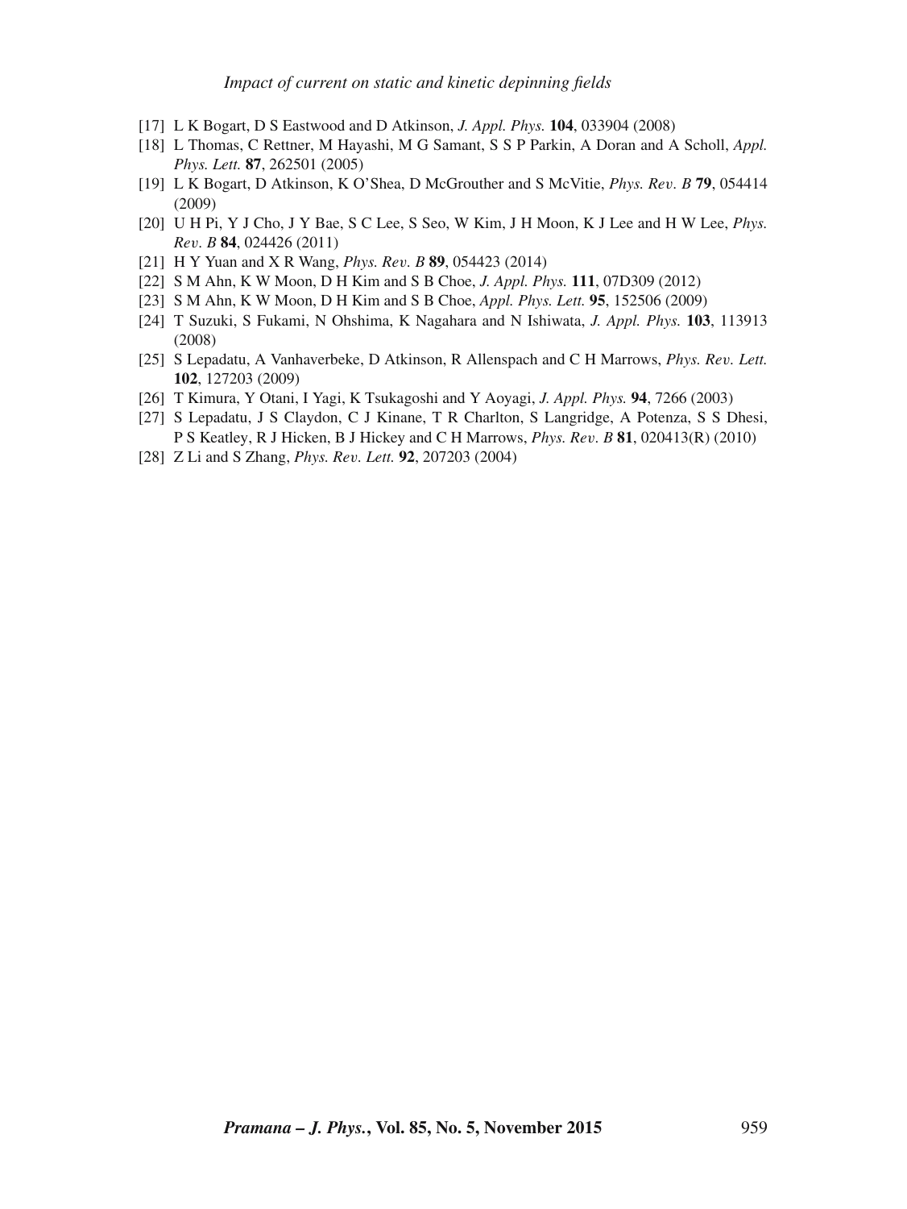[17] L K Bogart, D S Eastwood and D Atkinson, *J. Appl. Phys.* **104**, 033904 (2008)

[18] L Thomas, C Rettner, M Hayashi, M G Samant, S S P Parkin, A Doran and A Scholl, *Appl. Phys. Lett.* **87**, 262501 (2005)

[19] L K Bogart, D Atkinson, K O'Shea, D McGrouther and S McVitie, *Phys. Rev. B* **79**, 054414 (2009)

[20] U H Pi, Y J Cho, J Y Bae, S C Lee, S Seo, W Kim, J H Moon, K J Lee and H W Lee, *Phys. Rev. B* **84**, 024426 (2011)

[21] H Y Yuan and X R Wang, *Phys. Rev. B* **89**, 054423 (2014)

[22] S M Ahn, K W Moon, D H Kim and S B Choe, *J. Appl. Phys.* **111**, 07D309 (2012)

[23] S M Ahn, K W Moon, D H Kim and S B Choe, *Appl. Phys. Lett.* **95**, 152506 (2009)

[24] T Suzuki, S Fukami, N Ohshima, K Nagahara and N Ishiwata, *J. Appl. Phys.* **103**, 113913 (2008)

[25] S Lepadatu, A Vanhaverbeke, D Atkinson, R Allenspach and C H Marrows, *Phys. Rev. Lett.* **102**, 127203 (2009)

[26] T Kimura, Y Otani, I Yagi, K Tsukagoshi and Y Aoyagi, *J. Appl. Phys.* **94**, 7266 (2003)

[27] S Lepadatu, J S Claydon, C J Kinane, T R Charlton, S Langridge, A Potenza, S S Dhesi, P S Keatley, R J Hicken, B J Hickey and C H Marrows, *Phys. Rev. B* **81**, 020413(R) (2010)

[28] Z Li and S Zhang, *Phys. Rev. Lett.* **92**, 207203 (2004)